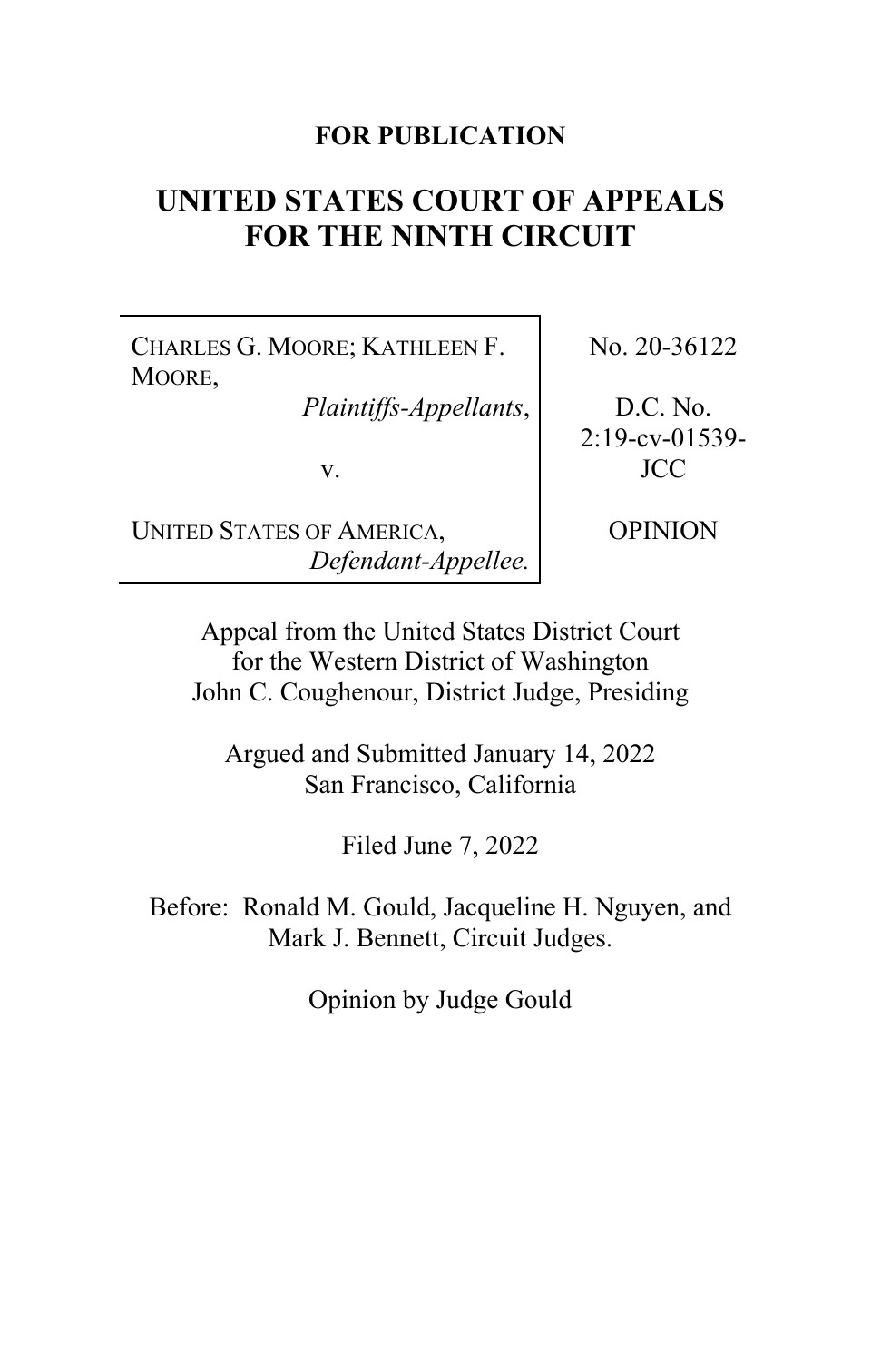**FOR PUBLICATION**

# UNITED STATES COURT OF APPEALS FOR THE NINTH CIRCUIT

| | |
|---|---|
| CHARLES G. MOORE; KATHLEEN F. MOORE, *Plaintiffs-Appellants*, | No. 20-36122 |
| v. | D.C. No. 2:19-cv-01539-JCC |
| UNITED STATES OF AMERICA, *Defendant-Appellee.* | OPINION |

Appeal from the United States District Court for the Western District of Washington
John C. Coughenour, District Judge, Presiding

Argued and Submitted January 14, 2022
San Francisco, California

Filed June 7, 2022

Before: Ronald M. Gould, Jacqueline H. Nguyen, and Mark J. Bennett, Circuit Judges.

Opinion by Judge Gould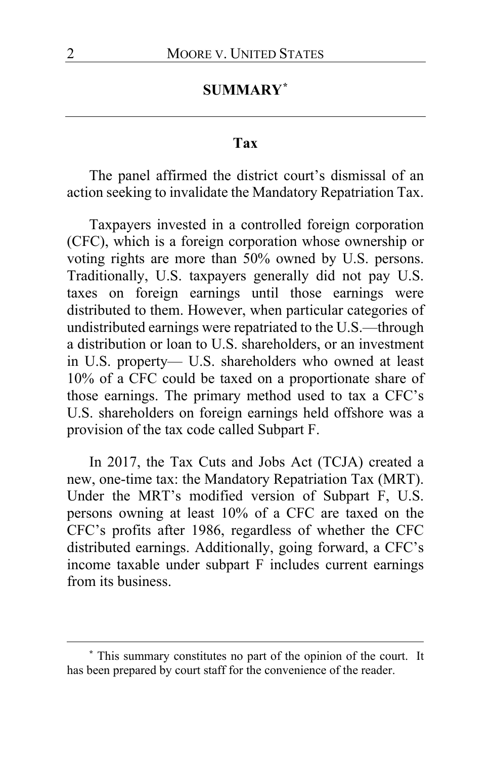## SUMMARY[*]

### Tax

The panel affirmed the district court's dismissal of an action seeking to invalidate the Mandatory Repatriation Tax.

Taxpayers invested in a controlled foreign corporation (CFC), which is a foreign corporation whose ownership or voting rights are more than 50% owned by U.S. persons. Traditionally, U.S. taxpayers generally did not pay U.S. taxes on foreign earnings until those earnings were distributed to them. However, when particular categories of undistributed earnings were repatriated to the U.S.—through a distribution or loan to U.S. shareholders, or an investment in U.S. property— U.S. shareholders who owned at least 10% of a CFC could be taxed on a proportionate share of those earnings. The primary method used to tax a CFC's U.S. shareholders on foreign earnings held offshore was a provision of the tax code called Subpart F.

In 2017, the Tax Cuts and Jobs Act (TCJA) created a new, one-time tax: the Mandatory Repatriation Tax (MRT). Under the MRT's modified version of Subpart F, U.S. persons owning at least 10% of a CFC are taxed on the CFC's profits after 1986, regardless of whether the CFC distributed earnings. Additionally, going forward, a CFC's income taxable under subpart F includes current earnings from its business.

---

[*] This summary constitutes no part of the opinion of the court. It has been prepared by court staff for the convenience of the reader.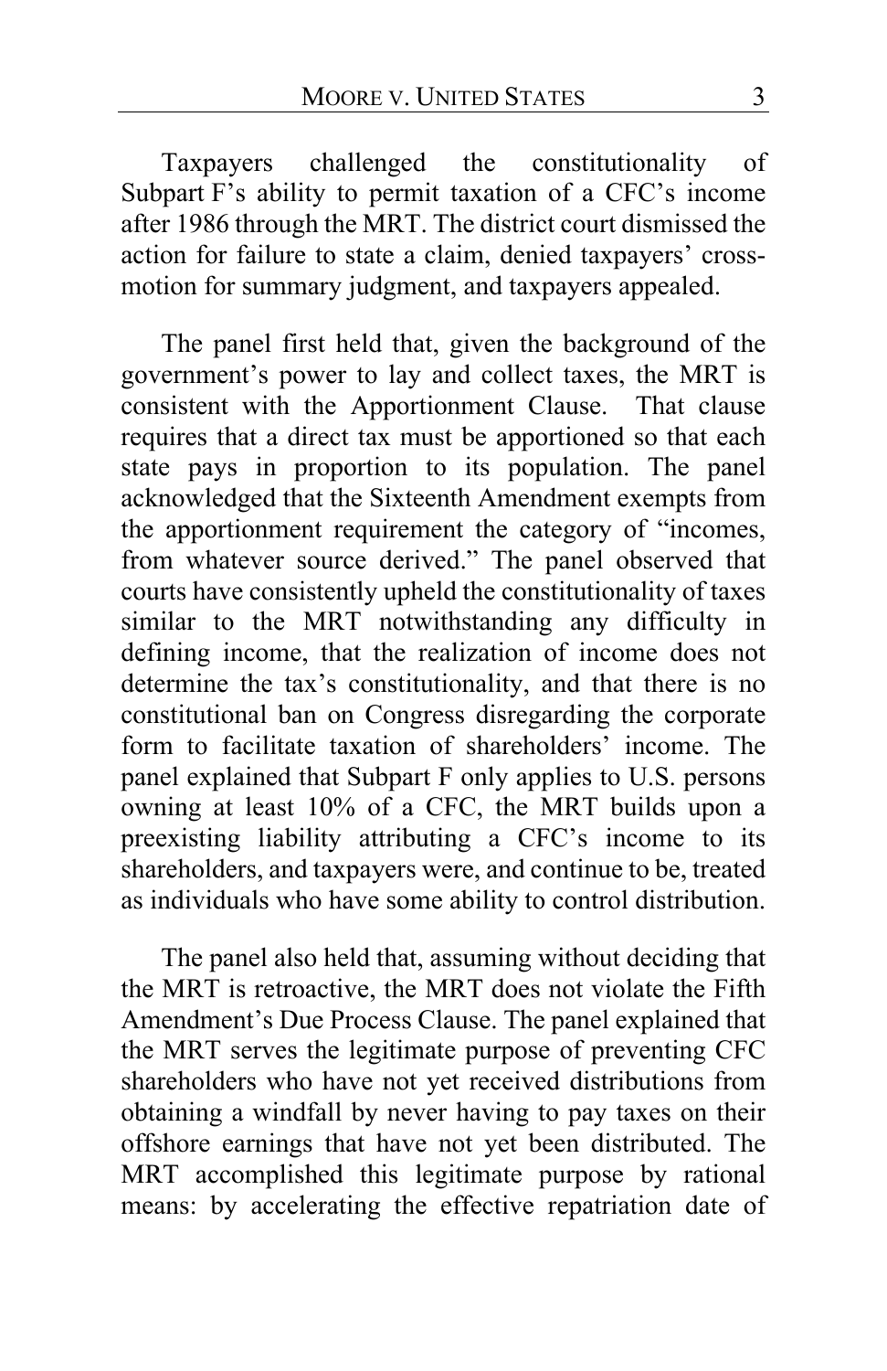Taxpayers challenged the constitutionality of Subpart F's ability to permit taxation of a CFC's income after 1986 through the MRT. The district court dismissed the action for failure to state a claim, denied taxpayers' cross-motion for summary judgment, and taxpayers appealed.

The panel first held that, given the background of the government's power to lay and collect taxes, the MRT is consistent with the Apportionment Clause. That clause requires that a direct tax must be apportioned so that each state pays in proportion to its population. The panel acknowledged that the Sixteenth Amendment exempts from the apportionment requirement the category of "incomes, from whatever source derived." The panel observed that courts have consistently upheld the constitutionality of taxes similar to the MRT notwithstanding any difficulty in defining income, that the realization of income does not determine the tax's constitutionality, and that there is no constitutional ban on Congress disregarding the corporate form to facilitate taxation of shareholders' income. The panel explained that Subpart F only applies to U.S. persons owning at least 10% of a CFC, the MRT builds upon a preexisting liability attributing a CFC's income to its shareholders, and taxpayers were, and continue to be, treated as individuals who have some ability to control distribution.

The panel also held that, assuming without deciding that the MRT is retroactive, the MRT does not violate the Fifth Amendment's Due Process Clause. The panel explained that the MRT serves the legitimate purpose of preventing CFC shareholders who have not yet received distributions from obtaining a windfall by never having to pay taxes on their offshore earnings that have not yet been distributed. The MRT accomplished this legitimate purpose by rational means: by accelerating the effective repatriation date of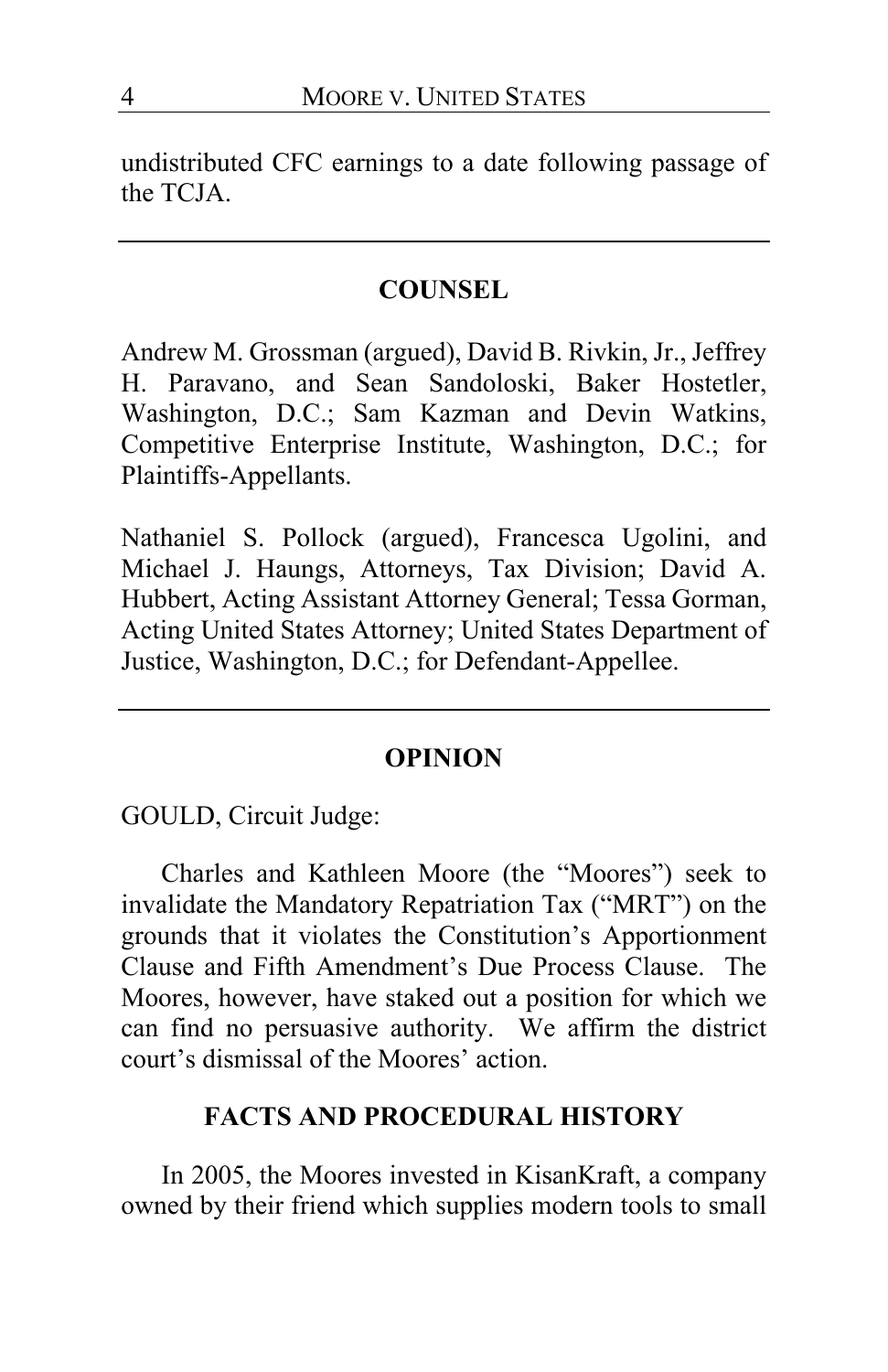undistributed CFC earnings to a date following passage of the TCJA.

---

## COUNSEL

Andrew M. Grossman (argued), David B. Rivkin, Jr., Jeffrey H. Paravano, and Sean Sandoloski, Baker Hostetler, Washington, D.C.; Sam Kazman and Devin Watkins, Competitive Enterprise Institute, Washington, D.C.; for Plaintiffs-Appellants.

Nathaniel S. Pollock (argued), Francesca Ugolini, and Michael J. Haungs, Attorneys, Tax Division; David A. Hubbert, Acting Assistant Attorney General; Tessa Gorman, Acting United States Attorney; United States Department of Justice, Washington, D.C.; for Defendant-Appellee.

---

## OPINION

GOULD, Circuit Judge:

Charles and Kathleen Moore (the "Moores") seek to invalidate the Mandatory Repatriation Tax ("MRT") on the grounds that it violates the Constitution's Apportionment Clause and Fifth Amendment's Due Process Clause. The Moores, however, have staked out a position for which we can find no persuasive authority. We affirm the district court's dismissal of the Moores' action.

## FACTS AND PROCEDURAL HISTORY

In 2005, the Moores invested in KisanKraft, a company owned by their friend which supplies modern tools to small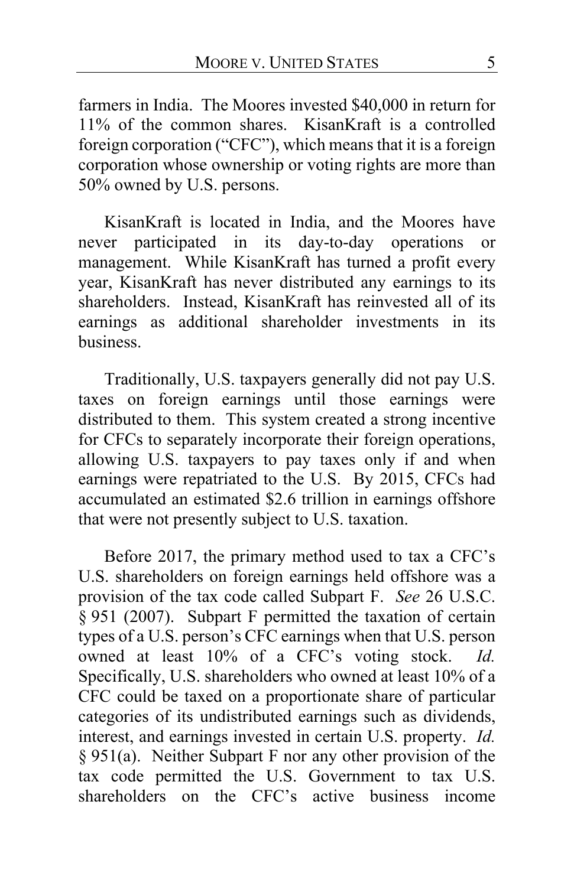farmers in India. The Moores invested $40,000 in return for 11% of the common shares. KisanKraft is a controlled foreign corporation ("CFC"), which means that it is a foreign corporation whose ownership or voting rights are more than 50% owned by U.S. persons.

KisanKraft is located in India, and the Moores have never participated in its day-to-day operations or management. While KisanKraft has turned a profit every year, KisanKraft has never distributed any earnings to its shareholders. Instead, KisanKraft has reinvested all of its earnings as additional shareholder investments in its business.

Traditionally, U.S. taxpayers generally did not pay U.S. taxes on foreign earnings until those earnings were distributed to them. This system created a strong incentive for CFCs to separately incorporate their foreign operations, allowing U.S. taxpayers to pay taxes only if and when earnings were repatriated to the U.S. By 2015, CFCs had accumulated an estimated $2.6 trillion in earnings offshore that were not presently subject to U.S. taxation.

Before 2017, the primary method used to tax a CFC's U.S. shareholders on foreign earnings held offshore was a provision of the tax code called Subpart F. *See* 26 U.S.C. § 951 (2007). Subpart F permitted the taxation of certain types of a U.S. person's CFC earnings when that U.S. person owned at least 10% of a CFC's voting stock. *Id.* Specifically, U.S. shareholders who owned at least 10% of a CFC could be taxed on a proportionate share of particular categories of its undistributed earnings such as dividends, interest, and earnings invested in certain U.S. property. *Id.* § 951(a). Neither Subpart F nor any other provision of the tax code permitted the U.S. Government to tax U.S. shareholders on the CFC's active business income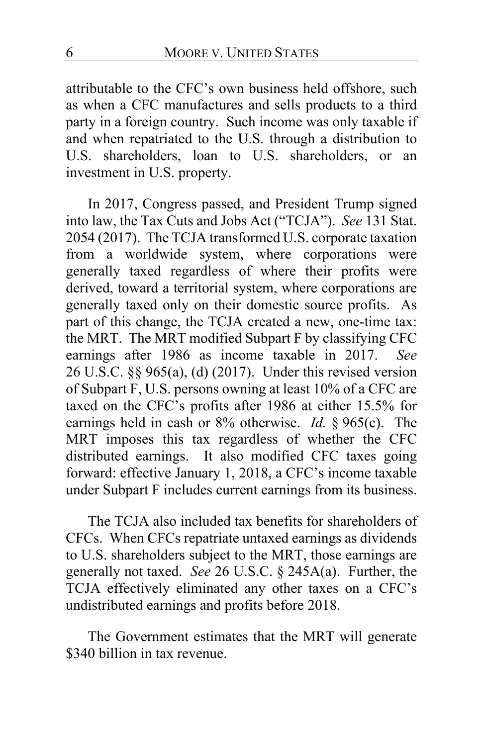attributable to the CFC's own business held offshore, such as when a CFC manufactures and sells products to a third party in a foreign country. Such income was only taxable if and when repatriated to the U.S. through a distribution to U.S. shareholders, loan to U.S. shareholders, or an investment in U.S. property.

In 2017, Congress passed, and President Trump signed into law, the Tax Cuts and Jobs Act ("TCJA"). *See* 131 Stat. 2054 (2017). The TCJA transformed U.S. corporate taxation from a worldwide system, where corporations were generally taxed regardless of where their profits were derived, toward a territorial system, where corporations are generally taxed only on their domestic source profits. As part of this change, the TCJA created a new, one-time tax: the MRT. The MRT modified Subpart F by classifying CFC earnings after 1986 as income taxable in 2017. *See* 26 U.S.C. §§ 965(a), (d) (2017). Under this revised version of Subpart F, U.S. persons owning at least 10% of a CFC are taxed on the CFC's profits after 1986 at either 15.5% for earnings held in cash or 8% otherwise. *Id.* § 965(c). The MRT imposes this tax regardless of whether the CFC distributed earnings. It also modified CFC taxes going forward: effective January 1, 2018, a CFC's income taxable under Subpart F includes current earnings from its business.

The TCJA also included tax benefits for shareholders of CFCs. When CFCs repatriate untaxed earnings as dividends to U.S. shareholders subject to the MRT, those earnings are generally not taxed. *See* 26 U.S.C. § 245A(a). Further, the TCJA effectively eliminated any other taxes on a CFC's undistributed earnings and profits before 2018.

The Government estimates that the MRT will generate $340 billion in tax revenue.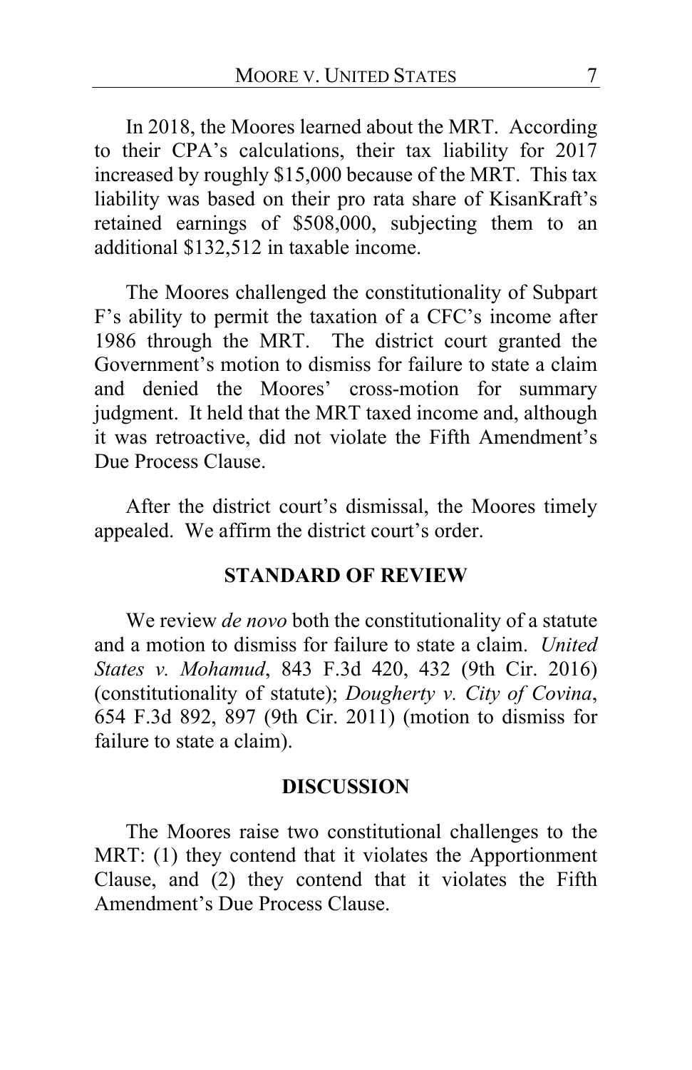In 2018, the Moores learned about the MRT. According to their CPA's calculations, their tax liability for 2017 increased by roughly $15,000 because of the MRT. This tax liability was based on their pro rata share of KisanKraft's retained earnings of $508,000, subjecting them to an additional $132,512 in taxable income.

The Moores challenged the constitutionality of Subpart F's ability to permit the taxation of a CFC's income after 1986 through the MRT. The district court granted the Government's motion to dismiss for failure to state a claim and denied the Moores' cross-motion for summary judgment. It held that the MRT taxed income and, although it was retroactive, did not violate the Fifth Amendment's Due Process Clause.

After the district court's dismissal, the Moores timely appealed. We affirm the district court's order.

## STANDARD OF REVIEW

We review *de novo* both the constitutionality of a statute and a motion to dismiss for failure to state a claim. *United States v. Mohamud*, 843 F.3d 420, 432 (9th Cir. 2016) (constitutionality of statute); *Dougherty v. City of Covina*, 654 F.3d 892, 897 (9th Cir. 2011) (motion to dismiss for failure to state a claim).

## DISCUSSION

The Moores raise two constitutional challenges to the MRT: (1) they contend that it violates the Apportionment Clause, and (2) they contend that it violates the Fifth Amendment's Due Process Clause.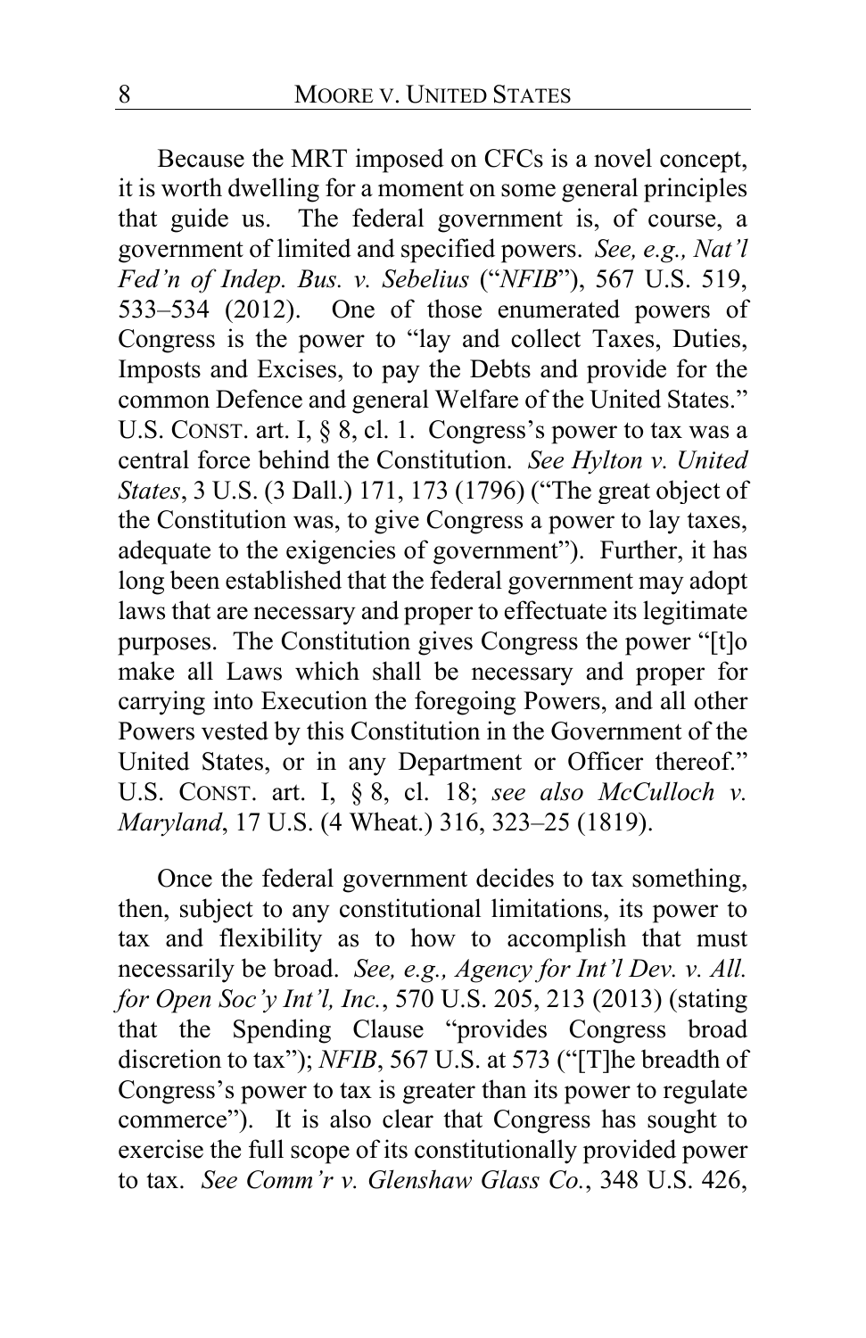Because the MRT imposed on CFCs is a novel concept, it is worth dwelling for a moment on some general principles that guide us. The federal government is, of course, a government of limited and specified powers. *See, e.g., Nat'l Fed'n of Indep. Bus. v. Sebelius* ("*NFIB*"), 567 U.S. 519, 533–534 (2012). One of those enumerated powers of Congress is the power to "lay and collect Taxes, Duties, Imposts and Excises, to pay the Debts and provide for the common Defence and general Welfare of the United States." U.S. CONST. art. I, § 8, cl. 1. Congress's power to tax was a central force behind the Constitution. *See Hylton v. United States*, 3 U.S. (3 Dall.) 171, 173 (1796) ("The great object of the Constitution was, to give Congress a power to lay taxes, adequate to the exigencies of government"). Further, it has long been established that the federal government may adopt laws that are necessary and proper to effectuate its legitimate purposes. The Constitution gives Congress the power "[t]o make all Laws which shall be necessary and proper for carrying into Execution the foregoing Powers, and all other Powers vested by this Constitution in the Government of the United States, or in any Department or Officer thereof." U.S. CONST. art. I, § 8, cl. 18; *see also McCulloch v. Maryland*, 17 U.S. (4 Wheat.) 316, 323–25 (1819).

Once the federal government decides to tax something, then, subject to any constitutional limitations, its power to tax and flexibility as to how to accomplish that must necessarily be broad. *See, e.g., Agency for Int'l Dev. v. All. for Open Soc'y Int'l, Inc.*, 570 U.S. 205, 213 (2013) (stating that the Spending Clause "provides Congress broad discretion to tax"); *NFIB*, 567 U.S. at 573 ("[T]he breadth of Congress's power to tax is greater than its power to regulate commerce"). It is also clear that Congress has sought to exercise the full scope of its constitutionally provided power to tax. *See Comm'r v. Glenshaw Glass Co.*, 348 U.S. 426,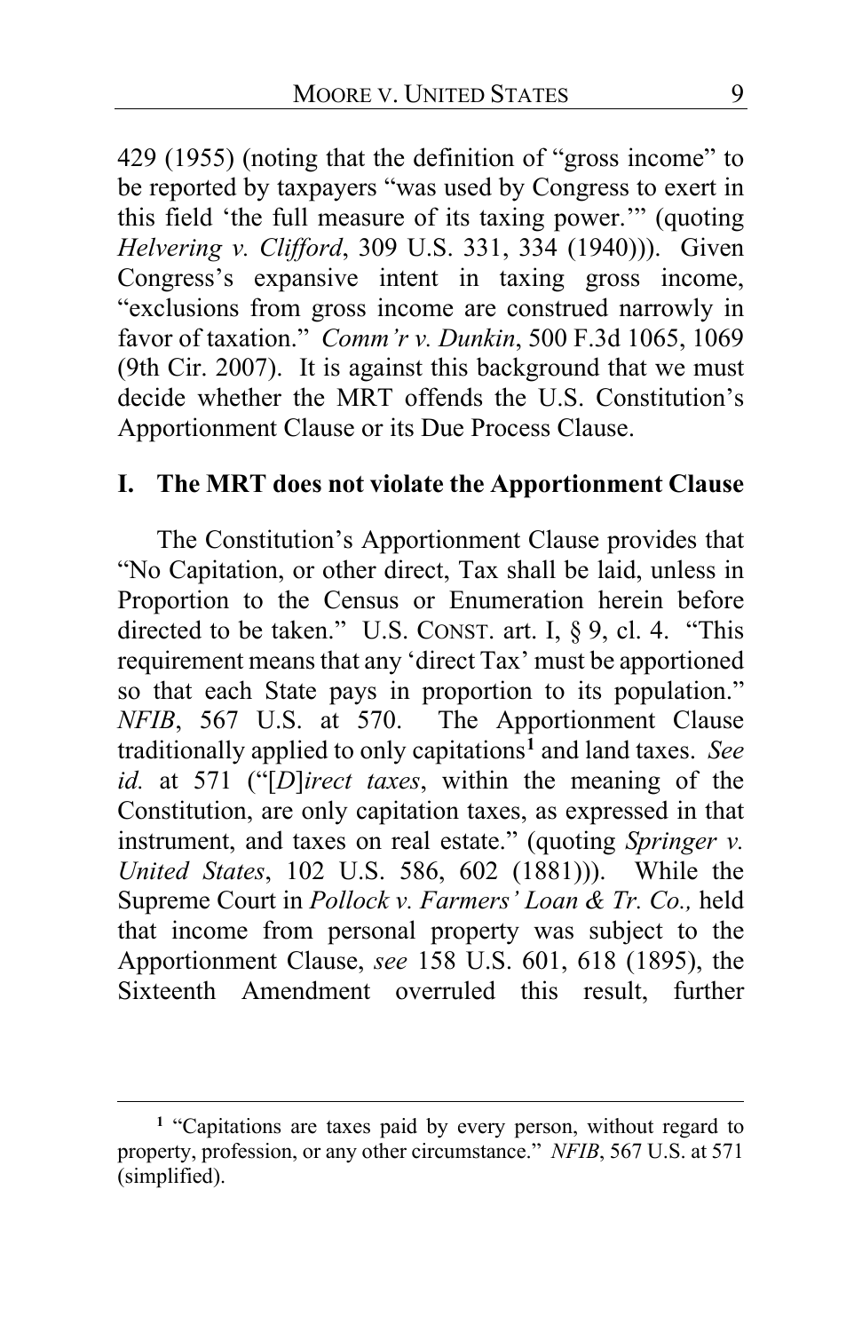429 (1955) (noting that the definition of "gross income" to be reported by taxpayers "was used by Congress to exert in this field 'the full measure of its taxing power.'" (quoting *Helvering v. Clifford*, 309 U.S. 331, 334 (1940))). Given Congress's expansive intent in taxing gross income, "exclusions from gross income are construed narrowly in favor of taxation." *Comm'r v. Dunkin*, 500 F.3d 1065, 1069 (9th Cir. 2007). It is against this background that we must decide whether the MRT offends the U.S. Constitution's Apportionment Clause or its Due Process Clause.

## I. The MRT does not violate the Apportionment Clause

The Constitution's Apportionment Clause provides that "No Capitation, or other direct, Tax shall be laid, unless in Proportion to the Census or Enumeration herein before directed to be taken." U.S. CONST. art. I, § 9, cl. 4. "This requirement means that any 'direct Tax' must be apportioned so that each State pays in proportion to its population." *NFIB*, 567 U.S. at 570. The Apportionment Clause traditionally applied to only capitations[1] and land taxes. *See id.* at 571 ("[*D*]*irect taxes*, within the meaning of the Constitution, are only capitation taxes, as expressed in that instrument, and taxes on real estate." (quoting *Springer v. United States*, 102 U.S. 586, 602 (1881))). While the Supreme Court in *Pollock v. Farmers' Loan & Tr. Co.,* held that income from personal property was subject to the Apportionment Clause, *see* 158 U.S. 601, 618 (1895), the Sixteenth Amendment overruled this result, further

---

[1] "Capitations are taxes paid by every person, without regard to property, profession, or any other circumstance." *NFIB*, 567 U.S. at 571 (simplified).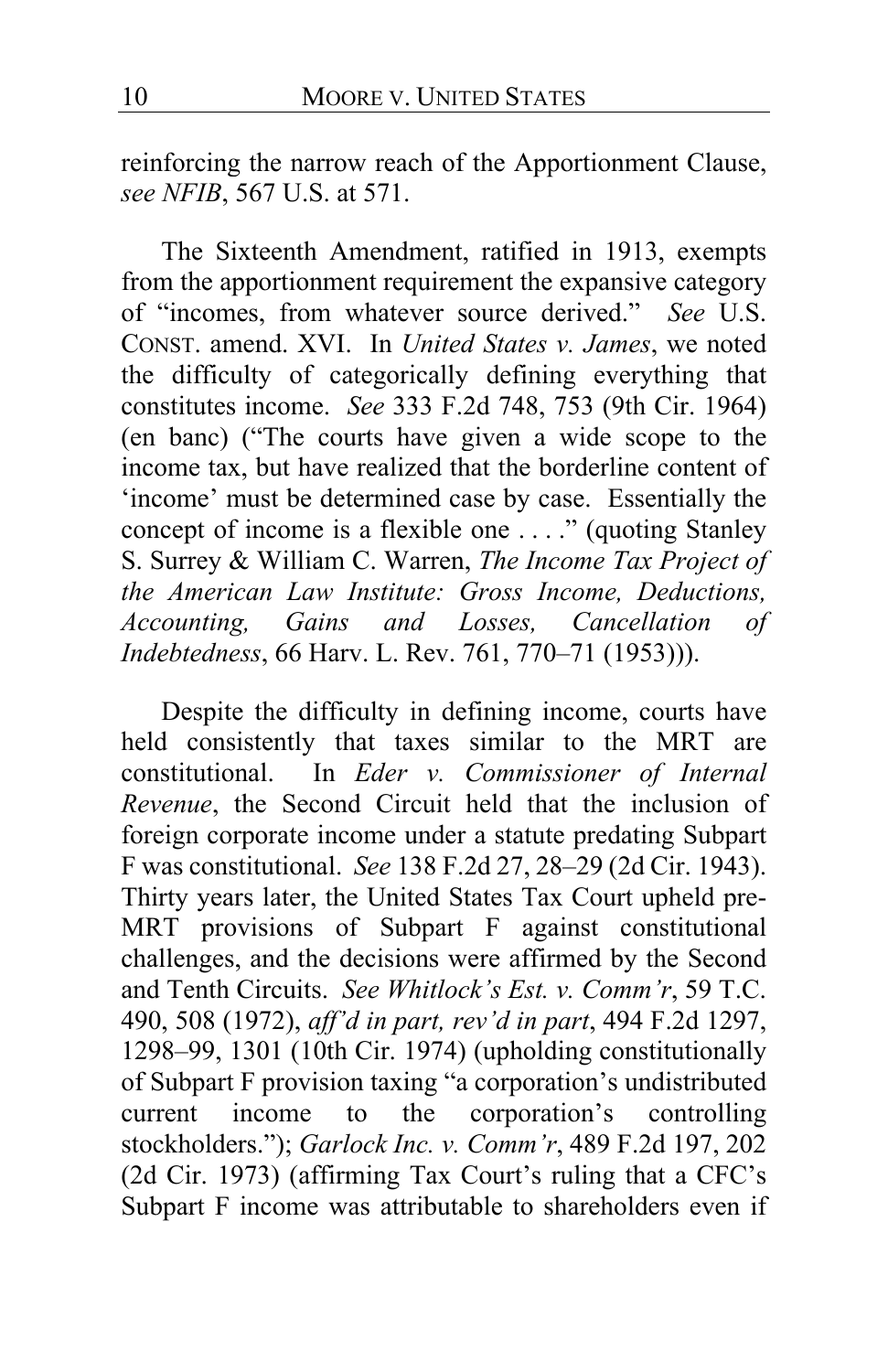reinforcing the narrow reach of the Apportionment Clause, *see NFIB*, 567 U.S. at 571.

The Sixteenth Amendment, ratified in 1913, exempts from the apportionment requirement the expansive category of "incomes, from whatever source derived." *See* U.S. CONST. amend. XVI. In *United States v. James*, we noted the difficulty of categorically defining everything that constitutes income. *See* 333 F.2d 748, 753 (9th Cir. 1964) (en banc) ("The courts have given a wide scope to the income tax, but have realized that the borderline content of 'income' must be determined case by case. Essentially the concept of income is a flexible one . . . ." (quoting Stanley S. Surrey & William C. Warren, *The Income Tax Project of the American Law Institute: Gross Income, Deductions, Accounting, Gains and Losses, Cancellation of Indebtedness*, 66 Harv. L. Rev. 761, 770–71 (1953))).

Despite the difficulty in defining income, courts have held consistently that taxes similar to the MRT are constitutional. In *Eder v. Commissioner of Internal Revenue*, the Second Circuit held that the inclusion of foreign corporate income under a statute predating Subpart F was constitutional. *See* 138 F.2d 27, 28–29 (2d Cir. 1943). Thirty years later, the United States Tax Court upheld pre-MRT provisions of Subpart F against constitutional challenges, and the decisions were affirmed by the Second and Tenth Circuits. *See Whitlock's Est. v. Comm'r*, 59 T.C. 490, 508 (1972), *aff'd in part, rev'd in part*, 494 F.2d 1297, 1298–99, 1301 (10th Cir. 1974) (upholding constitutionally of Subpart F provision taxing "a corporation's undistributed current income to the corporation's controlling stockholders."); *Garlock Inc. v. Comm'r*, 489 F.2d 197, 202 (2d Cir. 1973) (affirming Tax Court's ruling that a CFC's Subpart F income was attributable to shareholders even if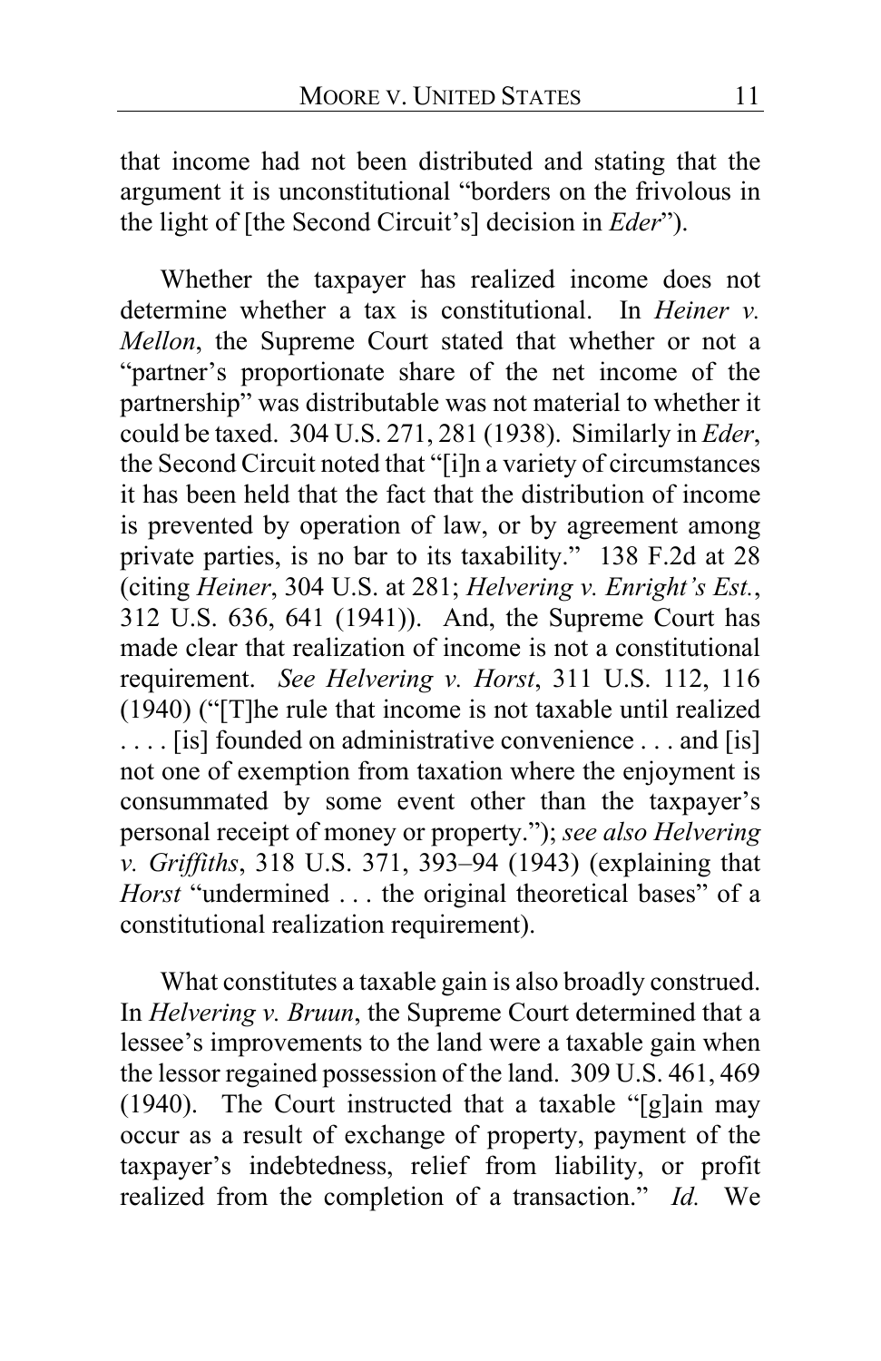that income had not been distributed and stating that the argument it is unconstitutional "borders on the frivolous in the light of [the Second Circuit's] decision in *Eder*").

Whether the taxpayer has realized income does not determine whether a tax is constitutional. In *Heiner v. Mellon*, the Supreme Court stated that whether or not a "partner's proportionate share of the net income of the partnership" was distributable was not material to whether it could be taxed. 304 U.S. 271, 281 (1938). Similarly in *Eder*, the Second Circuit noted that "[i]n a variety of circumstances it has been held that the fact that the distribution of income is prevented by operation of law, or by agreement among private parties, is no bar to its taxability." 138 F.2d at 28 (citing *Heiner*, 304 U.S. at 281; *Helvering v. Enright's Est.*, 312 U.S. 636, 641 (1941)). And, the Supreme Court has made clear that realization of income is not a constitutional requirement. *See Helvering v. Horst*, 311 U.S. 112, 116 (1940) ("[T]he rule that income is not taxable until realized . . . . [is] founded on administrative convenience . . . and [is] not one of exemption from taxation where the enjoyment is consummated by some event other than the taxpayer's personal receipt of money or property."); *see also Helvering v. Griffiths*, 318 U.S. 371, 393–94 (1943) (explaining that *Horst* "undermined . . . the original theoretical bases" of a constitutional realization requirement).

What constitutes a taxable gain is also broadly construed. In *Helvering v. Bruun*, the Supreme Court determined that a lessee's improvements to the land were a taxable gain when the lessor regained possession of the land. 309 U.S. 461, 469 (1940). The Court instructed that a taxable "[g]ain may occur as a result of exchange of property, payment of the taxpayer's indebtedness, relief from liability, or profit realized from the completion of a transaction." *Id.* We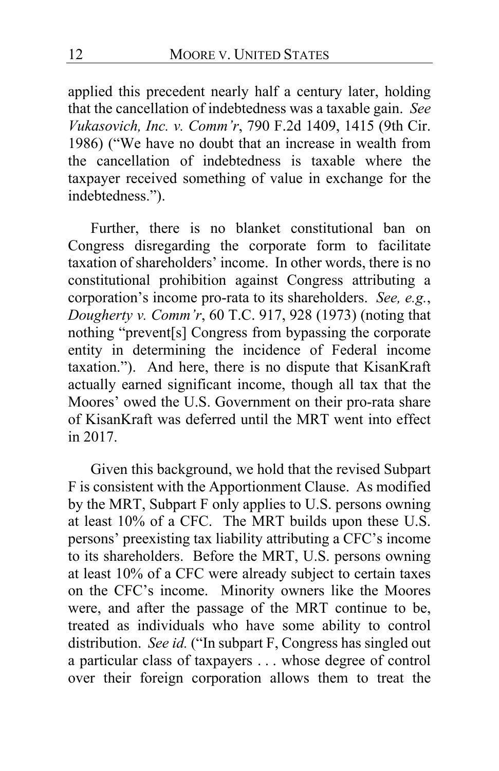applied this precedent nearly half a century later, holding that the cancellation of indebtedness was a taxable gain. *See Vukasovich, Inc. v. Comm'r*, 790 F.2d 1409, 1415 (9th Cir. 1986) ("We have no doubt that an increase in wealth from the cancellation of indebtedness is taxable where the taxpayer received something of value in exchange for the indebtedness.").

Further, there is no blanket constitutional ban on Congress disregarding the corporate form to facilitate taxation of shareholders' income. In other words, there is no constitutional prohibition against Congress attributing a corporation's income pro-rata to its shareholders. *See, e.g.*, *Dougherty v. Comm'r*, 60 T.C. 917, 928 (1973) (noting that nothing "prevent[s] Congress from bypassing the corporate entity in determining the incidence of Federal income taxation."). And here, there is no dispute that KisanKraft actually earned significant income, though all tax that the Moores' owed the U.S. Government on their pro-rata share of KisanKraft was deferred until the MRT went into effect in 2017.

Given this background, we hold that the revised Subpart F is consistent with the Apportionment Clause. As modified by the MRT, Subpart F only applies to U.S. persons owning at least 10% of a CFC. The MRT builds upon these U.S. persons' preexisting tax liability attributing a CFC's income to its shareholders. Before the MRT, U.S. persons owning at least 10% of a CFC were already subject to certain taxes on the CFC's income. Minority owners like the Moores were, and after the passage of the MRT continue to be, treated as individuals who have some ability to control distribution. *See id.* ("In subpart F, Congress has singled out a particular class of taxpayers . . . whose degree of control over their foreign corporation allows them to treat the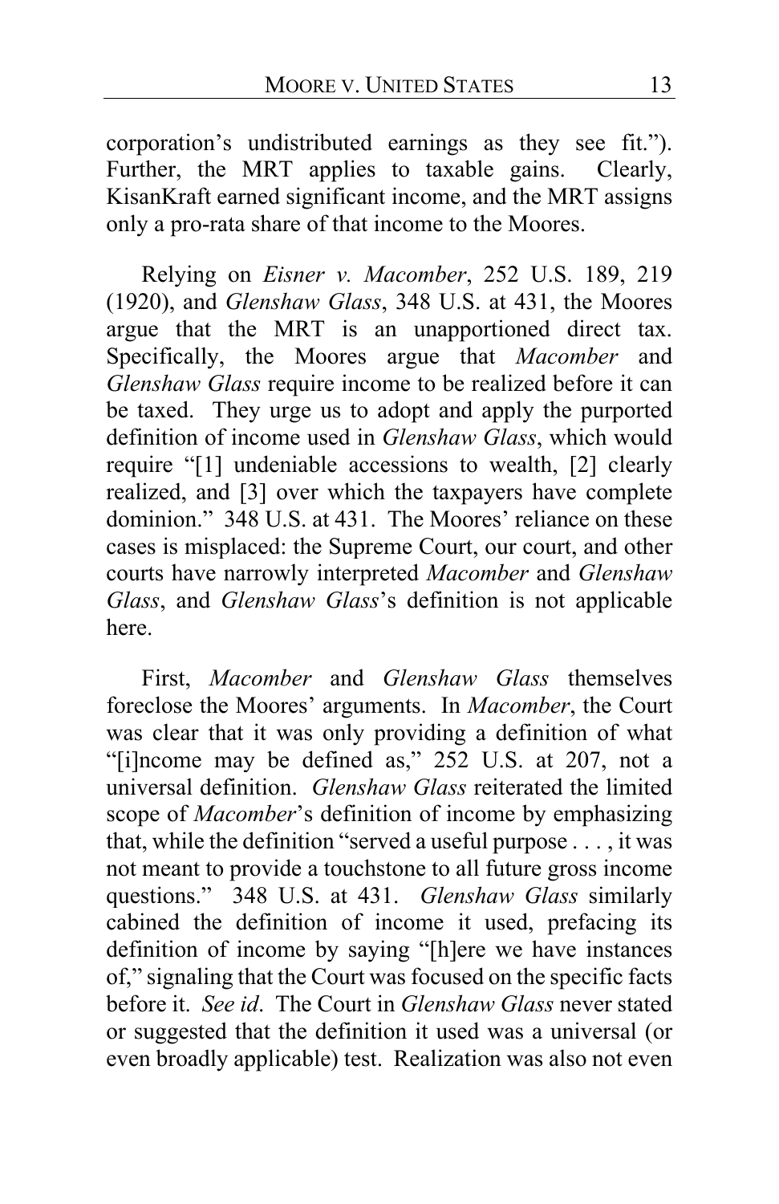corporation's undistributed earnings as they see fit."). Further, the MRT applies to taxable gains. Clearly, KisanKraft earned significant income, and the MRT assigns only a pro-rata share of that income to the Moores.

Relying on *Eisner v. Macomber*, 252 U.S. 189, 219 (1920), and *Glenshaw Glass*, 348 U.S. at 431, the Moores argue that the MRT is an unapportioned direct tax. Specifically, the Moores argue that *Macomber* and *Glenshaw Glass* require income to be realized before it can be taxed. They urge us to adopt and apply the purported definition of income used in *Glenshaw Glass*, which would require "[1] undeniable accessions to wealth, [2] clearly realized, and [3] over which the taxpayers have complete dominion." 348 U.S. at 431. The Moores' reliance on these cases is misplaced: the Supreme Court, our court, and other courts have narrowly interpreted *Macomber* and *Glenshaw Glass*, and *Glenshaw Glass*'s definition is not applicable here.

First, *Macomber* and *Glenshaw Glass* themselves foreclose the Moores' arguments. In *Macomber*, the Court was clear that it was only providing a definition of what "[i]ncome may be defined as," 252 U.S. at 207, not a universal definition. *Glenshaw Glass* reiterated the limited scope of *Macomber*'s definition of income by emphasizing that, while the definition "served a useful purpose . . . , it was not meant to provide a touchstone to all future gross income questions." 348 U.S. at 431. *Glenshaw Glass* similarly cabined the definition of income it used, prefacing its definition of income by saying "[h]ere we have instances of," signaling that the Court was focused on the specific facts before it. *See id*. The Court in *Glenshaw Glass* never stated or suggested that the definition it used was a universal (or even broadly applicable) test. Realization was also not even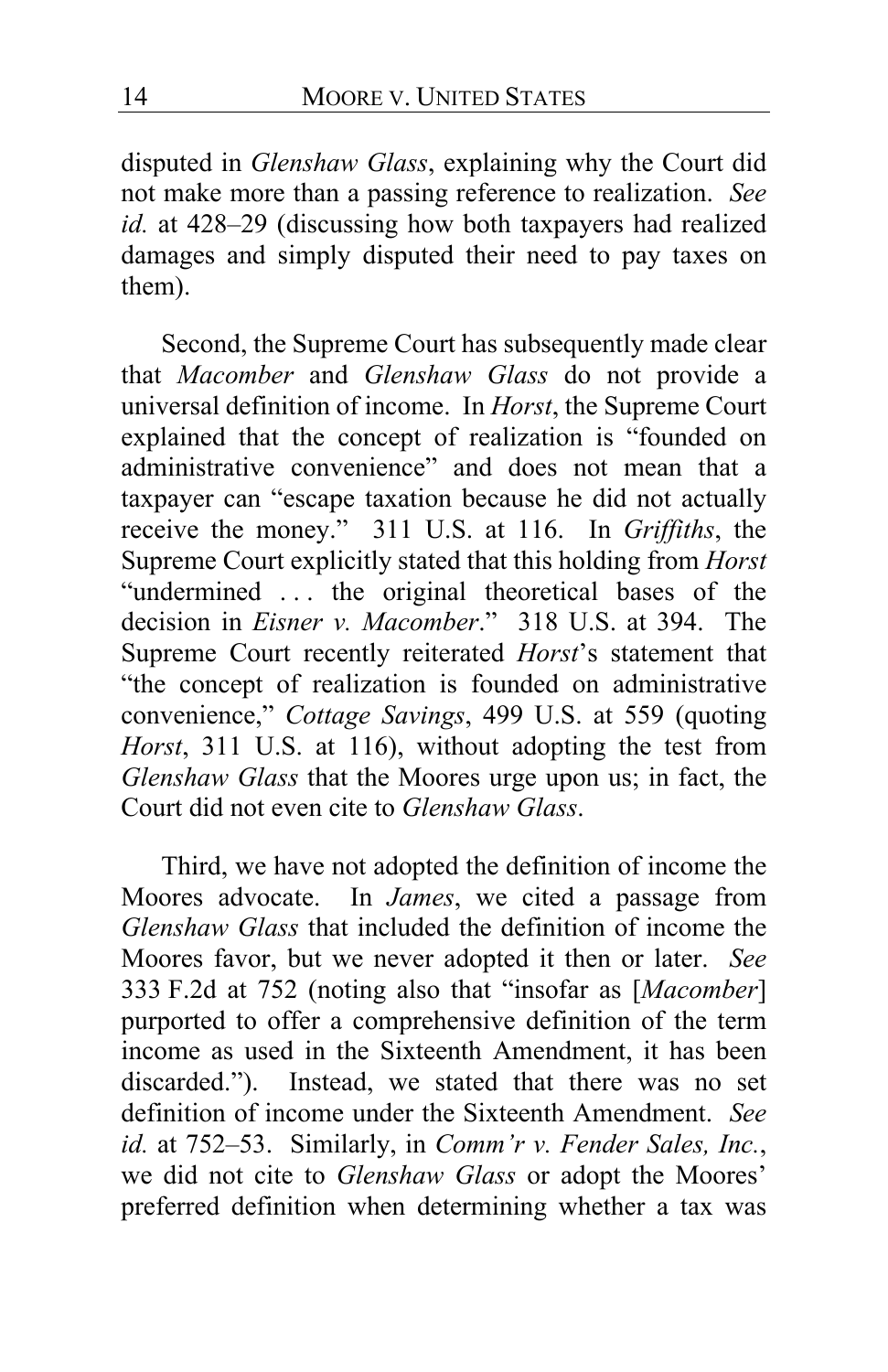disputed in *Glenshaw Glass*, explaining why the Court did not make more than a passing reference to realization. *See id.* at 428–29 (discussing how both taxpayers had realized damages and simply disputed their need to pay taxes on them).

Second, the Supreme Court has subsequently made clear that *Macomber* and *Glenshaw Glass* do not provide a universal definition of income. In *Horst*, the Supreme Court explained that the concept of realization is "founded on administrative convenience" and does not mean that a taxpayer can "escape taxation because he did not actually receive the money." 311 U.S. at 116. In *Griffiths*, the Supreme Court explicitly stated that this holding from *Horst* "undermined . . . the original theoretical bases of the decision in *Eisner v. Macomber*." 318 U.S. at 394. The Supreme Court recently reiterated *Horst*'s statement that "the concept of realization is founded on administrative convenience," *Cottage Savings*, 499 U.S. at 559 (quoting *Horst*, 311 U.S. at 116), without adopting the test from *Glenshaw Glass* that the Moores urge upon us; in fact, the Court did not even cite to *Glenshaw Glass*.

Third, we have not adopted the definition of income the Moores advocate. In *James*, we cited a passage from *Glenshaw Glass* that included the definition of income the Moores favor, but we never adopted it then or later. *See* 333 F.2d at 752 (noting also that "insofar as [*Macomber*] purported to offer a comprehensive definition of the term income as used in the Sixteenth Amendment, it has been discarded."). Instead, we stated that there was no set definition of income under the Sixteenth Amendment. *See id.* at 752–53. Similarly, in *Comm'r v. Fender Sales, Inc.*, we did not cite to *Glenshaw Glass* or adopt the Moores' preferred definition when determining whether a tax was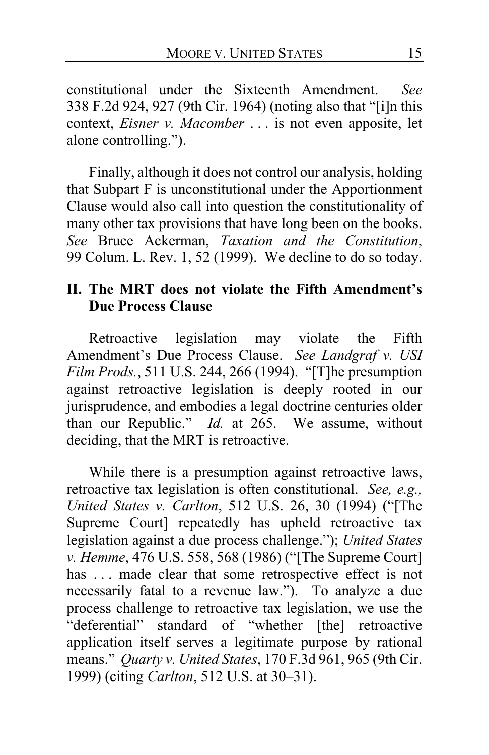constitutional under the Sixteenth Amendment. *See* 338 F.2d 924, 927 (9th Cir. 1964) (noting also that "[i]n this context, *Eisner v. Macomber* . . . is not even apposite, let alone controlling.").

Finally, although it does not control our analysis, holding that Subpart F is unconstitutional under the Apportionment Clause would also call into question the constitutionality of many other tax provisions that have long been on the books. *See* Bruce Ackerman, *Taxation and the Constitution*, 99 Colum. L. Rev. 1, 52 (1999). We decline to do so today.

## II. The MRT does not violate the Fifth Amendment's Due Process Clause

Retroactive legislation may violate the Fifth Amendment's Due Process Clause. *See Landgraf v. USI Film Prods.*, 511 U.S. 244, 266 (1994). "[T]he presumption against retroactive legislation is deeply rooted in our jurisprudence, and embodies a legal doctrine centuries older than our Republic." *Id.* at 265. We assume, without deciding, that the MRT is retroactive.

While there is a presumption against retroactive laws, retroactive tax legislation is often constitutional. *See, e.g., United States v. Carlton*, 512 U.S. 26, 30 (1994) ("[The Supreme Court] repeatedly has upheld retroactive tax legislation against a due process challenge."); *United States v. Hemme*, 476 U.S. 558, 568 (1986) ("[The Supreme Court] has . . . made clear that some retrospective effect is not necessarily fatal to a revenue law."). To analyze a due process challenge to retroactive tax legislation, we use the "deferential" standard of "whether [the] retroactive application itself serves a legitimate purpose by rational means." *Quarty v. United States*, 170 F.3d 961, 965 (9th Cir. 1999) (citing *Carlton*, 512 U.S. at 30–31).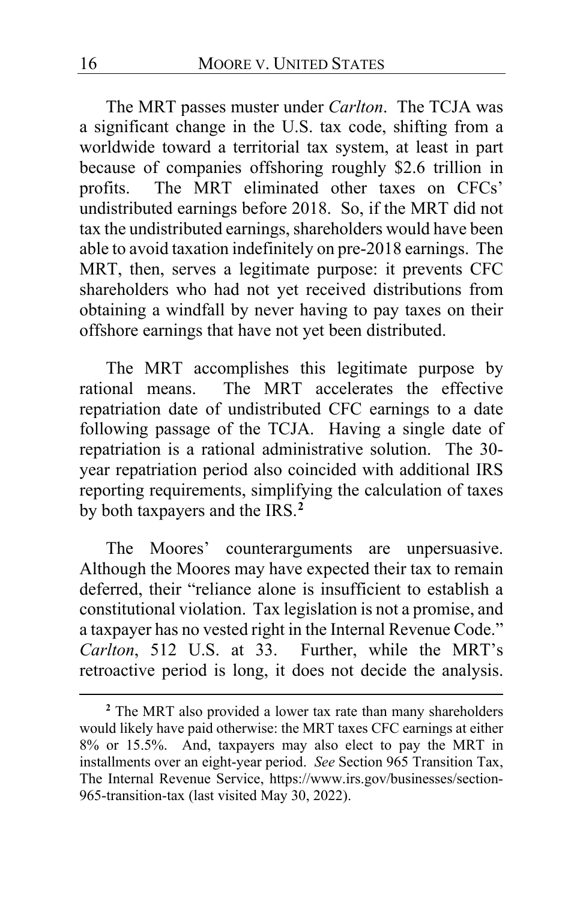The MRT passes muster under *Carlton*. The TCJA was a significant change in the U.S. tax code, shifting from a worldwide toward a territorial tax system, at least in part because of companies offshoring roughly $2.6 trillion in profits. The MRT eliminated other taxes on CFCs' undistributed earnings before 2018. So, if the MRT did not tax the undistributed earnings, shareholders would have been able to avoid taxation indefinitely on pre-2018 earnings. The MRT, then, serves a legitimate purpose: it prevents CFC shareholders who had not yet received distributions from obtaining a windfall by never having to pay taxes on their offshore earnings that have not yet been distributed.

The MRT accomplishes this legitimate purpose by rational means. The MRT accelerates the effective repatriation date of undistributed CFC earnings to a date following passage of the TCJA. Having a single date of repatriation is a rational administrative solution. The 30-year repatriation period also coincided with additional IRS reporting requirements, simplifying the calculation of taxes by both taxpayers and the IRS.[2]

The Moores' counterarguments are unpersuasive. Although the Moores may have expected their tax to remain deferred, their "reliance alone is insufficient to establish a constitutional violation. Tax legislation is not a promise, and a taxpayer has no vested right in the Internal Revenue Code." *Carlton*, 512 U.S. at 33. Further, while the MRT's retroactive period is long, it does not decide the analysis.

---

[2] The MRT also provided a lower tax rate than many shareholders would likely have paid otherwise: the MRT taxes CFC earnings at either 8% or 15.5%. And, taxpayers may also elect to pay the MRT in installments over an eight-year period. *See* Section 965 Transition Tax, The Internal Revenue Service, https://www.irs.gov/businesses/section-965-transition-tax (last visited May 30, 2022).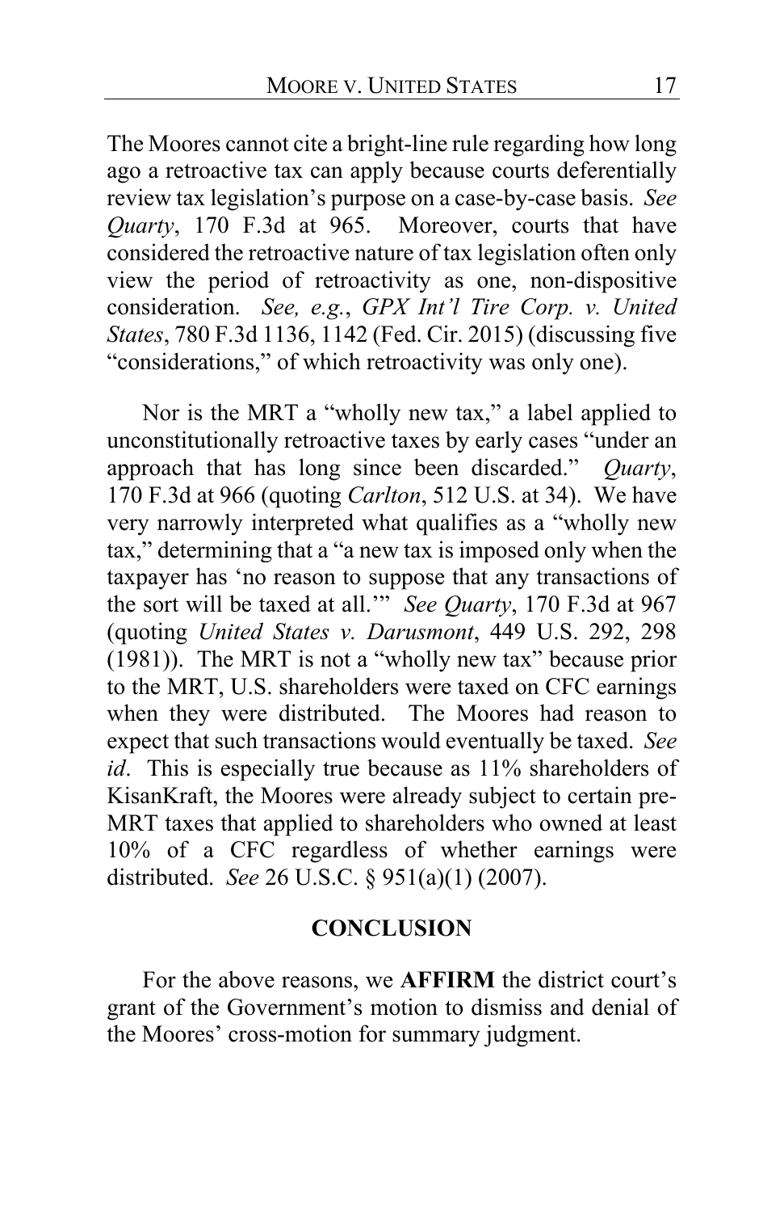The Moores cannot cite a bright-line rule regarding how long ago a retroactive tax can apply because courts deferentially review tax legislation's purpose on a case-by-case basis. *See Quarty*, 170 F.3d at 965. Moreover, courts that have considered the retroactive nature of tax legislation often only view the period of retroactivity as one, non-dispositive consideration. *See, e.g.*, *GPX Int'l Tire Corp. v. United States*, 780 F.3d 1136, 1142 (Fed. Cir. 2015) (discussing five "considerations," of which retroactivity was only one).

Nor is the MRT a "wholly new tax," a label applied to unconstitutionally retroactive taxes by early cases "under an approach that has long since been discarded." *Quarty*, 170 F.3d at 966 (quoting *Carlton*, 512 U.S. at 34). We have very narrowly interpreted what qualifies as a "wholly new tax," determining that a "a new tax is imposed only when the taxpayer has 'no reason to suppose that any transactions of the sort will be taxed at all.'" *See Quarty*, 170 F.3d at 967 (quoting *United States v. Darusmont*, 449 U.S. 292, 298 (1981)). The MRT is not a "wholly new tax" because prior to the MRT, U.S. shareholders were taxed on CFC earnings when they were distributed. The Moores had reason to expect that such transactions would eventually be taxed. *See id*. This is especially true because as 11% shareholders of KisanKraft, the Moores were already subject to certain pre-MRT taxes that applied to shareholders who owned at least 10% of a CFC regardless of whether earnings were distributed. *See* 26 U.S.C. § 951(a)(1) (2007).

## CONCLUSION

For the above reasons, we **AFFIRM** the district court's grant of the Government's motion to dismiss and denial of the Moores' cross-motion for summary judgment.